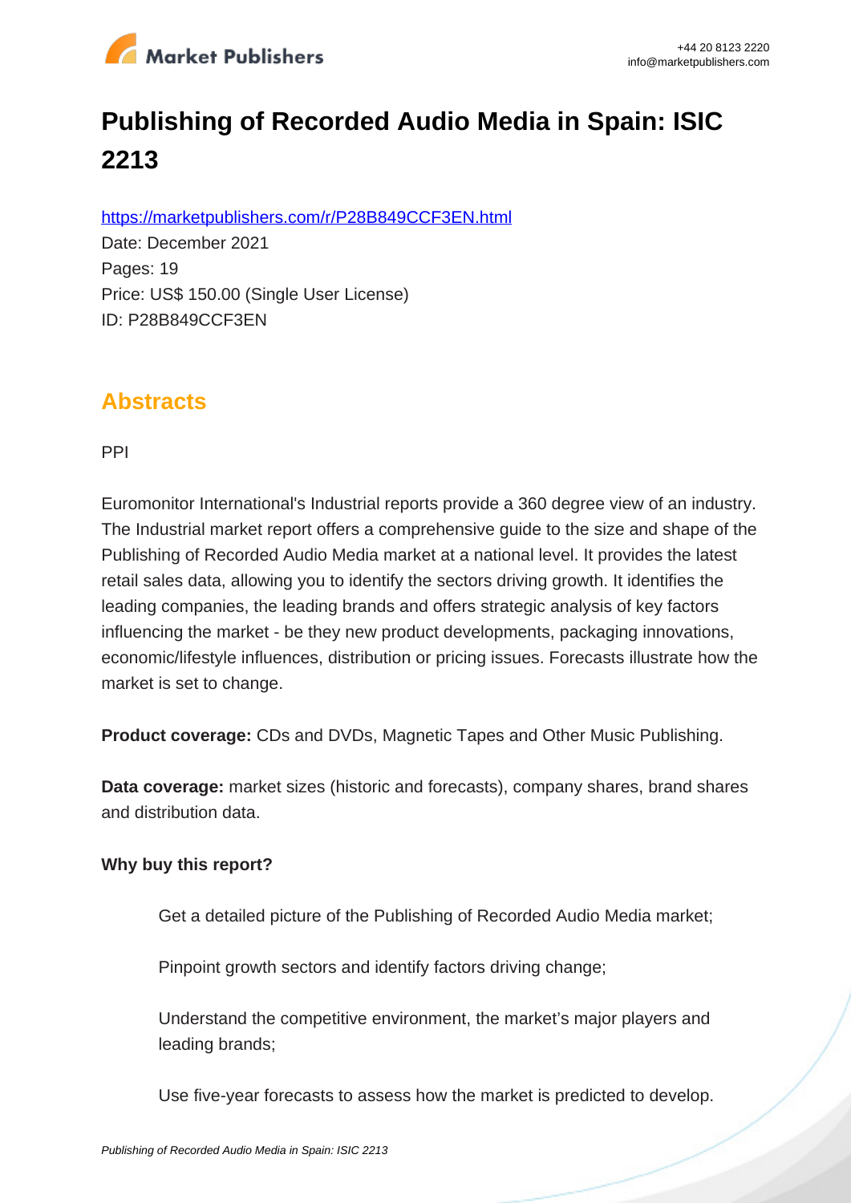# Publishing of Recorded Audio Media in Spain: ISIC 2213

https://marketpublishers.com/r/P28B849CCF3EN.html

Date: December 2021

Pages: 19

Price: US$ 150.00 (Single User License)

ID: P28B849CCF3EN

## Abstracts

PPI

Euromonitor International's Industrial reports provide a 360 degree view of an industry. The Industrial market report offers a comprehensive guide to the size and shape of the Publishing of Recorded Audio Media market at a national level. It provides the latest retail sales data, allowing you to identify the sectors driving growth. It identifies the leading companies, the leading brands and offers strategic analysis of key factors influencing the market - be they new product developments, packaging innovations, economic/lifestyle influences, distribution or pricing issues. Forecasts illustrate how the market is set to change.

**Product coverage:** CDs and DVDs, Magnetic Tapes and Other Music Publishing.

**Data coverage:** market sizes (historic and forecasts), company shares, brand shares and distribution data.

**Why buy this report?**

- Get a detailed picture of the Publishing of Recorded Audio Media market;
- Pinpoint growth sectors and identify factors driving change;
- Understand the competitive environment, the market's major players and leading brands;
- Use five-year forecasts to assess how the market is predicted to develop.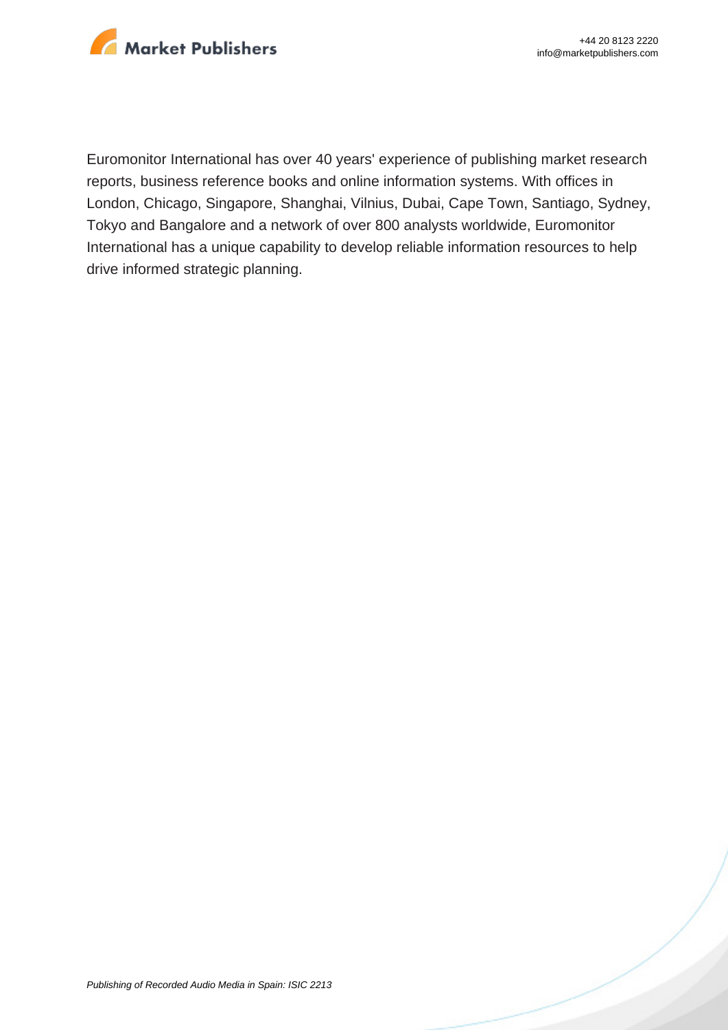Euromonitor International has over 40 years' experience of publishing market research reports, business reference books and online information systems. With offices in London, Chicago, Singapore, Shanghai, Vilnius, Dubai, Cape Town, Santiago, Sydney, Tokyo and Bangalore and a network of over 800 analysts worldwide, Euromonitor International has a unique capability to develop reliable information resources to help drive informed strategic planning.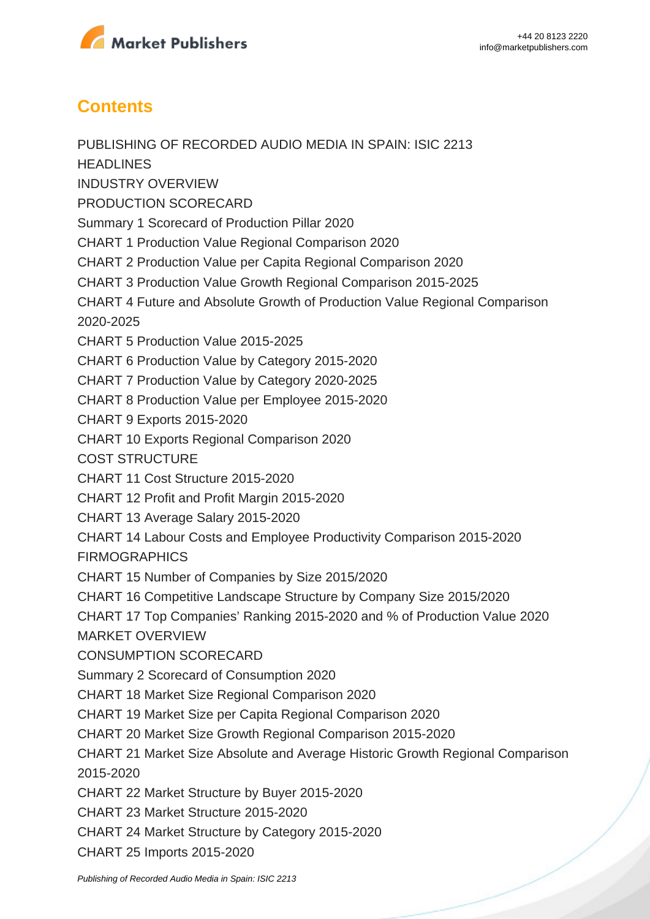## Contents

PUBLISHING OF RECORDED AUDIO MEDIA IN SPAIN: ISIC 2213

HEADLINES

INDUSTRY OVERVIEW

PRODUCTION SCORECARD

Summary 1 Scorecard of Production Pillar 2020

CHART 1 Production Value Regional Comparison 2020

CHART 2 Production Value per Capita Regional Comparison 2020

CHART 3 Production Value Growth Regional Comparison 2015-2025

CHART 4 Future and Absolute Growth of Production Value Regional Comparison 2020-2025

CHART 5 Production Value 2015-2025

CHART 6 Production Value by Category 2015-2020

CHART 7 Production Value by Category 2020-2025

CHART 8 Production Value per Employee 2015-2020

CHART 9 Exports 2015-2020

CHART 10 Exports Regional Comparison 2020

COST STRUCTURE

CHART 11 Cost Structure 2015-2020

CHART 12 Profit and Profit Margin 2015-2020

CHART 13 Average Salary 2015-2020

CHART 14 Labour Costs and Employee Productivity Comparison 2015-2020

FIRMOGRAPHICS

CHART 15 Number of Companies by Size 2015/2020

CHART 16 Competitive Landscape Structure by Company Size 2015/2020

CHART 17 Top Companies' Ranking 2015-2020 and % of Production Value 2020

MARKET OVERVIEW

CONSUMPTION SCORECARD

Summary 2 Scorecard of Consumption 2020

CHART 18 Market Size Regional Comparison 2020

CHART 19 Market Size per Capita Regional Comparison 2020

CHART 20 Market Size Growth Regional Comparison 2015-2020

CHART 21 Market Size Absolute and Average Historic Growth Regional Comparison 2015-2020

CHART 22 Market Structure by Buyer 2015-2020

CHART 23 Market Structure 2015-2020

CHART 24 Market Structure by Category 2015-2020

CHART 25 Imports 2015-2020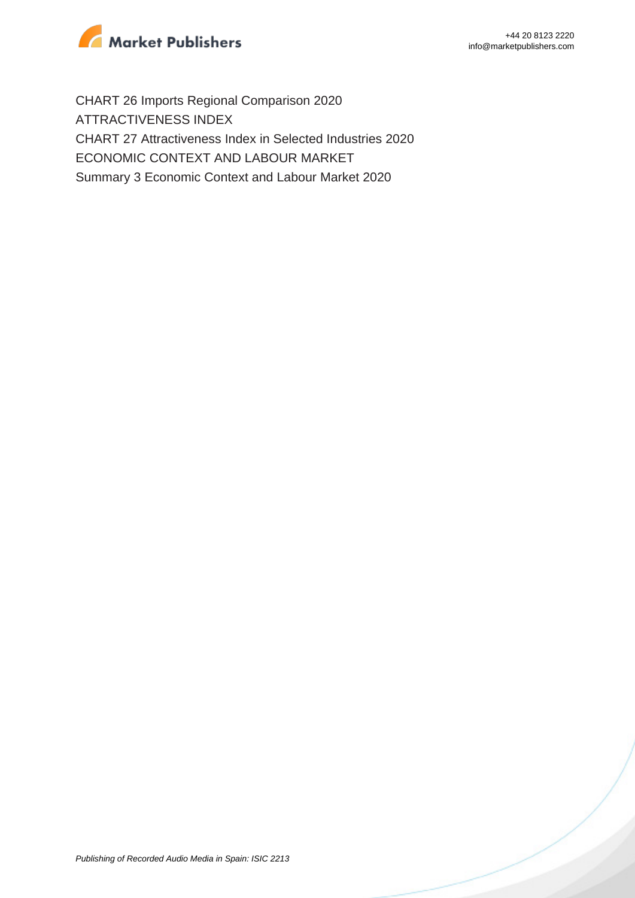CHART 26 Imports Regional Comparison 2020
ATTRACTIVENESS INDEX
CHART 27 Attractiveness Index in Selected Industries 2020
ECONOMIC CONTEXT AND LABOUR MARKET
Summary 3 Economic Context and Labour Market 2020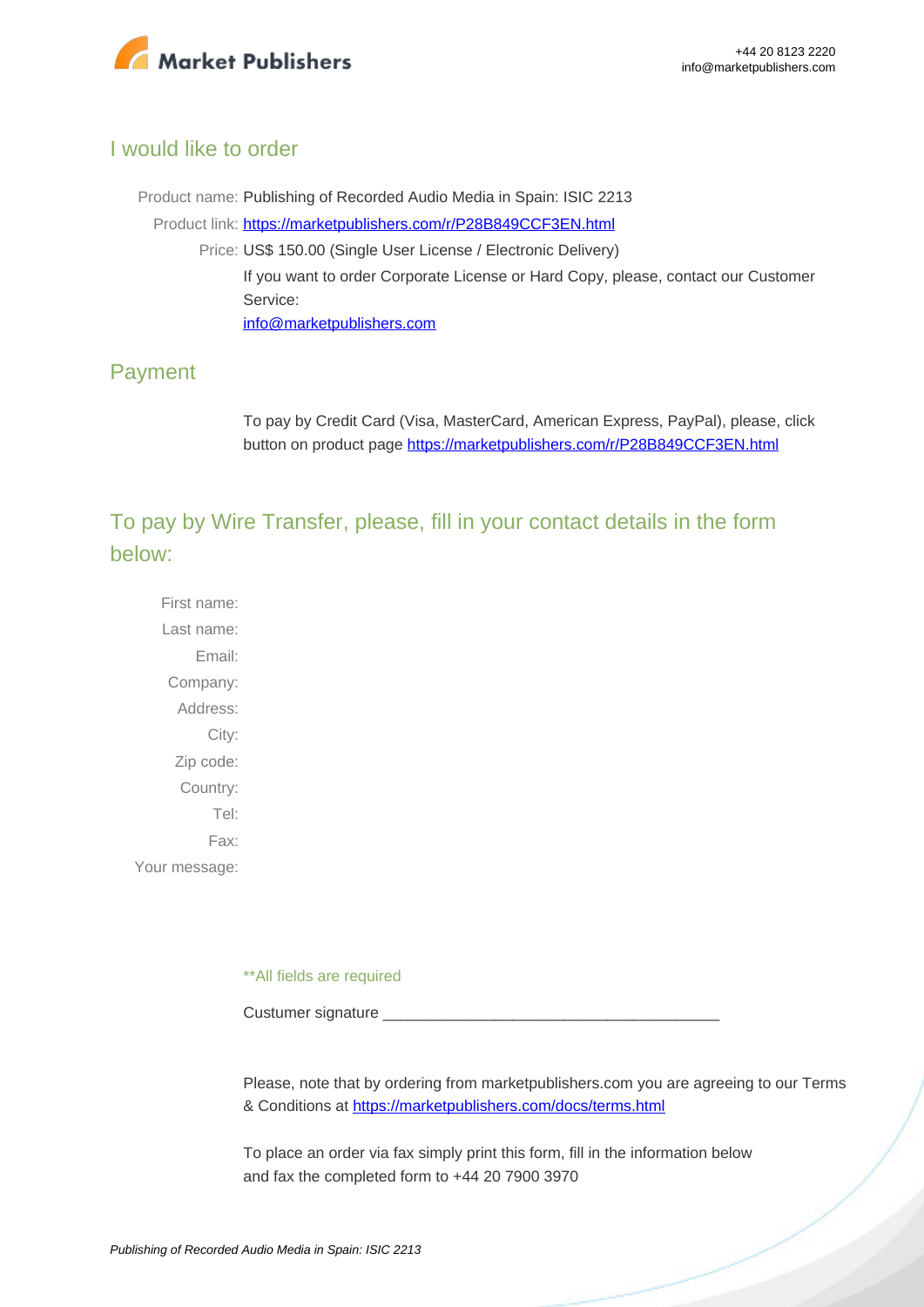## I would like to order

Product name: Publishing of Recorded Audio Media in Spain: ISIC 2213

Product link: https://marketpublishers.com/r/P28B849CCF3EN.html

Price: US$ 150.00 (Single User License / Electronic Delivery)

If you want to order Corporate License or Hard Copy, please, contact our Customer Service:

info@marketpublishers.com

## Payment

To pay by Credit Card (Visa, MasterCard, American Express, PayPal), please, click button on product page https://marketpublishers.com/r/P28B849CCF3EN.html

## To pay by Wire Transfer, please, fill in your contact details in the form below:

First name:

Last name:

Email:

Company:

Address:

City:

Zip code:

Country:

Tel:

Fax:

Your message:

**All fields are required

Custumer signature _______________________________________

Please, note that by ordering from marketpublishers.com you are agreeing to our Terms & Conditions at https://marketpublishers.com/docs/terms.html

To place an order via fax simply print this form, fill in the information below and fax the completed form to +44 20 7900 3970